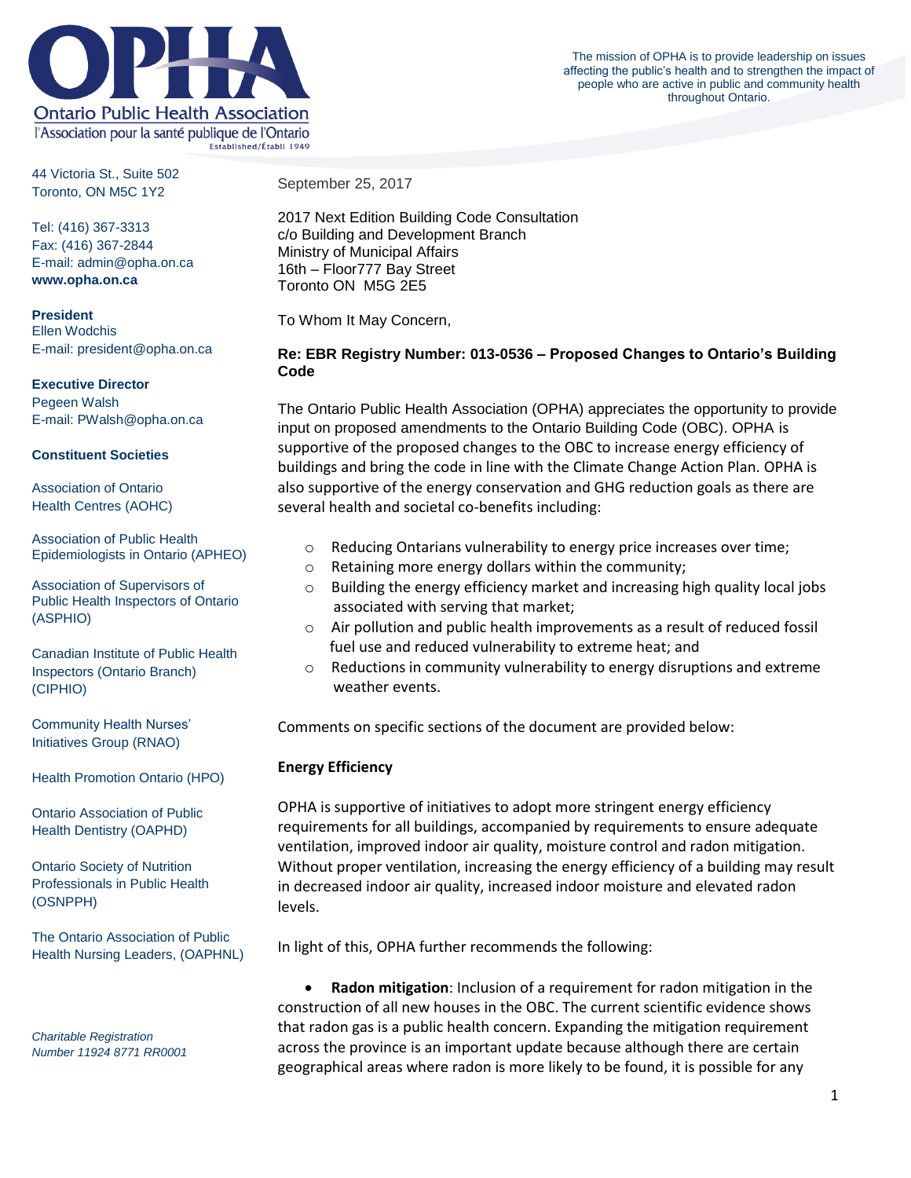# OPHA

Ontario Public Health Association
l'Association pour la santé publique de l'Ontario
Established/Établi 1949

The mission of OPHA is to provide leadership on issues affecting the public's health and to strengthen the impact of people who are active in public and community health throughout Ontario.

44 Victoria St., Suite 502
Toronto, ON M5C 1Y2

Tel: (416) 367-3313
Fax: (416) 367-2844
E-mail: admin@opha.on.ca
**www.opha.on.ca**

**President**
Ellen Wodchis
E-mail: president@opha.on.ca

**Executive Director**
Pegeen Walsh
E-mail: PWalsh@opha.on.ca

**Constituent Societies**

Association of Ontario Health Centres (AOHC)

Association of Public Health Epidemiologists in Ontario (APHEO)

Association of Supervisors of Public Health Inspectors of Ontario (ASPHIO)

Canadian Institute of Public Health Inspectors (Ontario Branch) (CIPHIO)

Community Health Nurses' Initiatives Group (RNAO)

Health Promotion Ontario (HPO)

Ontario Association of Public Health Dentistry (OAPHD)

Ontario Society of Nutrition Professionals in Public Health (OSNPPH)

The Ontario Association of Public Health Nursing Leaders, (OAPHNL)

*Charitable Registration Number 11924 8771 RR0001*

September 25, 2017

2017 Next Edition Building Code Consultation
c/o Building and Development Branch
Ministry of Municipal Affairs
16th – Floor777 Bay Street
Toronto ON M5G 2E5

To Whom It May Concern,

**Re: EBR Registry Number: 013-0536 – Proposed Changes to Ontario's Building Code**

The Ontario Public Health Association (OPHA) appreciates the opportunity to provide input on proposed amendments to the Ontario Building Code (OBC). OPHA is supportive of the proposed changes to the OBC to increase energy efficiency of buildings and bring the code in line with the Climate Change Action Plan. OPHA is also supportive of the energy conservation and GHG reduction goals as there are several health and societal co-benefits including:

- Reducing Ontarians vulnerability to energy price increases over time;
- Retaining more energy dollars within the community;
- Building the energy efficiency market and increasing high quality local jobs associated with serving that market;
- Air pollution and public health improvements as a result of reduced fossil fuel use and reduced vulnerability to extreme heat; and
- Reductions in community vulnerability to energy disruptions and extreme weather events.

Comments on specific sections of the document are provided below:

**Energy Efficiency**

OPHA is supportive of initiatives to adopt more stringent energy efficiency requirements for all buildings, accompanied by requirements to ensure adequate ventilation, improved indoor air quality, moisture control and radon mitigation. Without proper ventilation, increasing the energy efficiency of a building may result in decreased indoor air quality, increased indoor moisture and elevated radon levels.

In light of this, OPHA further recommends the following:

- **Radon mitigation**: Inclusion of a requirement for radon mitigation in the construction of all new houses in the OBC. The current scientific evidence shows that radon gas is a public health concern. Expanding the mitigation requirement across the province is an important update because although there are certain geographical areas where radon is more likely to be found, it is possible for any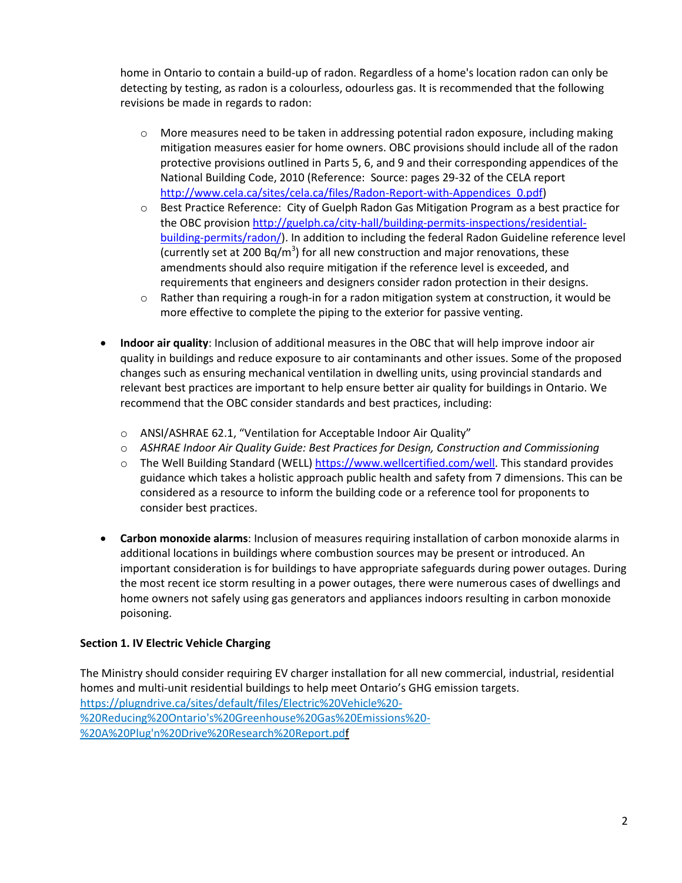home in Ontario to contain a build-up of radon. Regardless of a home's location radon can only be detecting by testing, as radon is a colourless, odourless gas. It is recommended that the following revisions be made in regards to radon:

  - More measures need to be taken in addressing potential radon exposure, including making mitigation measures easier for home owners. OBC provisions should include all of the radon protective provisions outlined in Parts 5, 6, and 9 and their corresponding appendices of the National Building Code, 2010 (Reference: Source: pages 29-32 of the CELA report http://www.cela.ca/sites/cela.ca/files/Radon-Report-with-Appendices_0.pdf)
  - Best Practice Reference: City of Guelph Radon Gas Mitigation Program as a best practice for the OBC provision http://guelph.ca/city-hall/building-permits-inspections/residential-building-permits/radon/). In addition to including the federal Radon Guideline reference level (currently set at 200 $Bq/m^3$) for all new construction and major renovations, these amendments should also require mitigation if the reference level is exceeded, and requirements that engineers and designers consider radon protection in their designs.
  - Rather than requiring a rough-in for a radon mitigation system at construction, it would be more effective to complete the piping to the exterior for passive venting.

- **Indoor air quality**: Inclusion of additional measures in the OBC that will help improve indoor air quality in buildings and reduce exposure to air contaminants and other issues. Some of the proposed changes such as ensuring mechanical ventilation in dwelling units, using provincial standards and relevant best practices are important to help ensure better air quality for buildings in Ontario. We recommend that the OBC consider standards and best practices, including:

  - ANSI/ASHRAE 62.1, "Ventilation for Acceptable Indoor Air Quality"
  - *ASHRAE Indoor Air Quality Guide: Best Practices for Design, Construction and Commissioning*
  - The Well Building Standard (WELL) https://www.wellcertified.com/well. This standard provides guidance which takes a holistic approach public health and safety from 7 dimensions. This can be considered as a resource to inform the building code or a reference tool for proponents to consider best practices.

- **Carbon monoxide alarms**: Inclusion of measures requiring installation of carbon monoxide alarms in additional locations in buildings where combustion sources may be present or introduced. An important consideration is for buildings to have appropriate safeguards during power outages. During the most recent ice storm resulting in a power outages, there were numerous cases of dwellings and home owners not safely using gas generators and appliances indoors resulting in carbon monoxide poisoning.

**Section 1. IV Electric Vehicle Charging**

The Ministry should consider requiring EV charger installation for all new commercial, industrial, residential homes and multi-unit residential buildings to help meet Ontario's GHG emission targets. https://plugndrive.ca/sites/default/files/Electric%20Vehicle%20-%20Reducing%20Ontario's%20Greenhouse%20Gas%20Emissions%20-%20A%20Plug'n%20Drive%20Research%20Report.pdf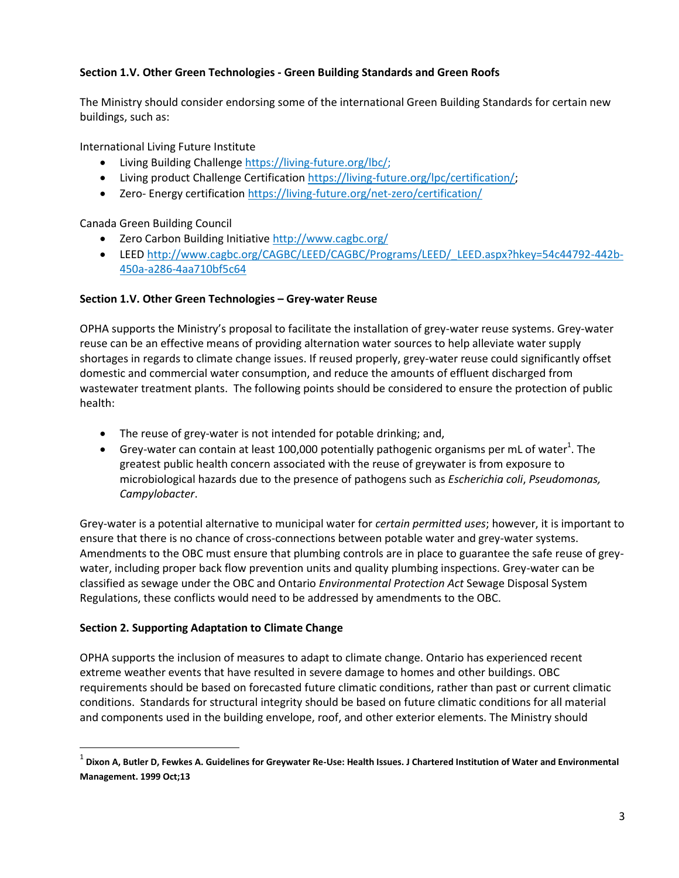**Section 1.V. Other Green Technologies - Green Building Standards and Green Roofs**

The Ministry should consider endorsing some of the international Green Building Standards for certain new buildings, such as:

International Living Future Institute

- Living Building Challenge https://living-future.org/lbc/;
- Living product Challenge Certification https://living-future.org/lpc/certification/;
- Zero- Energy certification https://living-future.org/net-zero/certification/

Canada Green Building Council

- Zero Carbon Building Initiative http://www.cagbc.org/
- LEED http://www.cagbc.org/CAGBC/LEED/CAGBC/Programs/LEED/_LEED.aspx?hkey=54c44792-442b-450a-a286-4aa710bf5c64

**Section 1.V. Other Green Technologies – Grey-water Reuse**

OPHA supports the Ministry's proposal to facilitate the installation of grey-water reuse systems. Grey-water reuse can be an effective means of providing alternation water sources to help alleviate water supply shortages in regards to climate change issues. If reused properly, grey-water reuse could significantly offset domestic and commercial water consumption, and reduce the amounts of effluent discharged from wastewater treatment plants. The following points should be considered to ensure the protection of public health:

- The reuse of grey-water is not intended for potable drinking; and,
- Grey-water can contain at least 100,000 potentially pathogenic organisms per mL of water[1]. The greatest public health concern associated with the reuse of greywater is from exposure to microbiological hazards due to the presence of pathogens such as *Escherichia coli*, *Pseudomonas, Campylobacter*.

Grey-water is a potential alternative to municipal water for *certain permitted uses*; however, it is important to ensure that there is no chance of cross-connections between potable water and grey-water systems. Amendments to the OBC must ensure that plumbing controls are in place to guarantee the safe reuse of grey-water, including proper back flow prevention units and quality plumbing inspections. Grey-water can be classified as sewage under the OBC and Ontario *Environmental Protection Act* Sewage Disposal System Regulations, these conflicts would need to be addressed by amendments to the OBC.

**Section 2. Supporting Adaptation to Climate Change**

OPHA supports the inclusion of measures to adapt to climate change. Ontario has experienced recent extreme weather events that have resulted in severe damage to homes and other buildings. OBC requirements should be based on forecasted future climatic conditions, rather than past or current climatic conditions. Standards for structural integrity should be based on future climatic conditions for all material and components used in the building envelope, roof, and other exterior elements. The Ministry should

[1] **Dixon A, Butler D, Fewkes A. Guidelines for Greywater Re-Use: Health Issues. J Chartered Institution of Water and Environmental Management. 1999 Oct;13**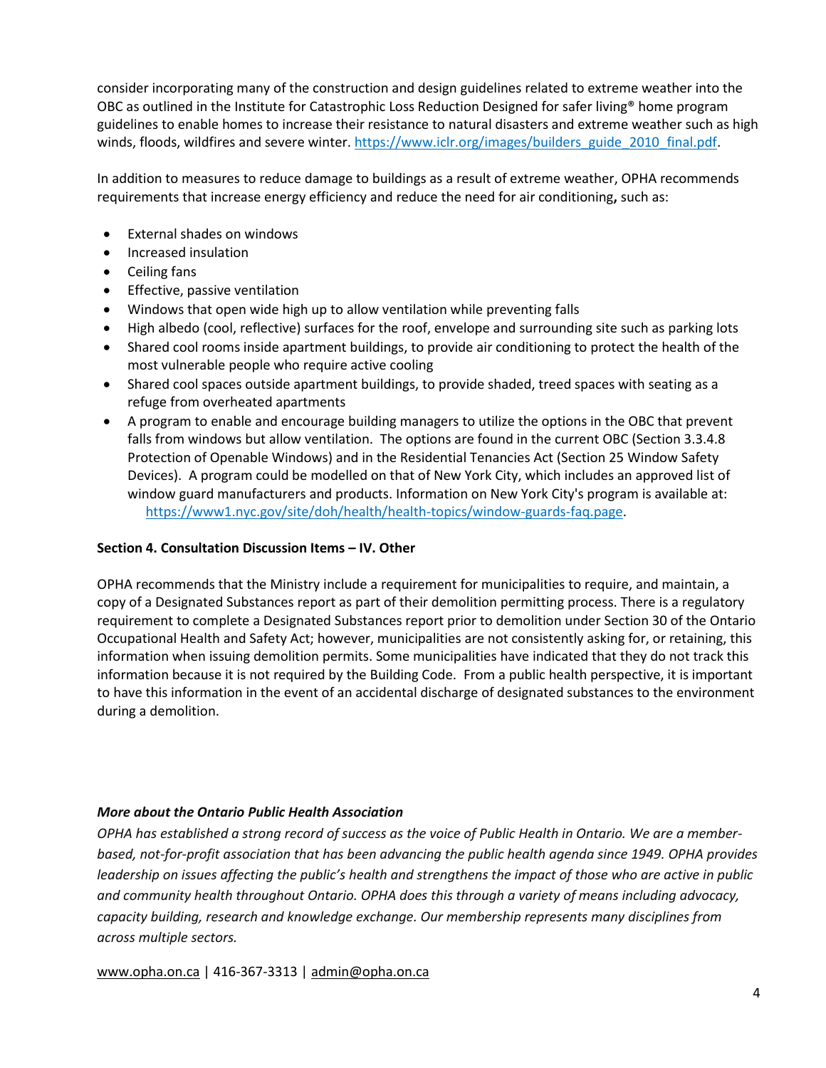consider incorporating many of the construction and design guidelines related to extreme weather into the OBC as outlined in the Institute for Catastrophic Loss Reduction Designed for safer living® home program guidelines to enable homes to increase their resistance to natural disasters and extreme weather such as high winds, floods, wildfires and severe winter. https://www.iclr.org/images/builders_guide_2010_final.pdf.

In addition to measures to reduce damage to buildings as a result of extreme weather, OPHA recommends requirements that increase energy efficiency and reduce the need for air conditioning**,** such as:

- External shades on windows
- Increased insulation
- Ceiling fans
- Effective, passive ventilation
- Windows that open wide high up to allow ventilation while preventing falls
- High albedo (cool, reflective) surfaces for the roof, envelope and surrounding site such as parking lots
- Shared cool rooms inside apartment buildings, to provide air conditioning to protect the health of the most vulnerable people who require active cooling
- Shared cool spaces outside apartment buildings, to provide shaded, treed spaces with seating as a refuge from overheated apartments
- A program to enable and encourage building managers to utilize the options in the OBC that prevent falls from windows but allow ventilation. The options are found in the current OBC (Section 3.3.4.8 Protection of Openable Windows) and in the Residential Tenancies Act (Section 25 Window Safety Devices). A program could be modelled on that of New York City, which includes an approved list of window guard manufacturers and products. Information on New York City's program is available at: https://www1.nyc.gov/site/doh/health/health-topics/window-guards-faq.page.

**Section 4. Consultation Discussion Items – IV. Other**

OPHA recommends that the Ministry include a requirement for municipalities to require, and maintain, a copy of a Designated Substances report as part of their demolition permitting process. There is a regulatory requirement to complete a Designated Substances report prior to demolition under Section 30 of the Ontario Occupational Health and Safety Act; however, municipalities are not consistently asking for, or retaining, this information when issuing demolition permits. Some municipalities have indicated that they do not track this information because it is not required by the Building Code. From a public health perspective, it is important to have this information in the event of an accidental discharge of designated substances to the environment during a demolition.

***More about the Ontario Public Health Association***

*OPHA has established a strong record of success as the voice of Public Health in Ontario. We are a member-based, not-for-profit association that has been advancing the public health agenda since 1949. OPHA provides leadership on issues affecting the public's health and strengthens the impact of those who are active in public and community health throughout Ontario. OPHA does this through a variety of means including advocacy, capacity building, research and knowledge exchange. Our membership represents many disciplines from across multiple sectors.*

www.opha.on.ca | 416-367-3313 | admin@opha.on.ca